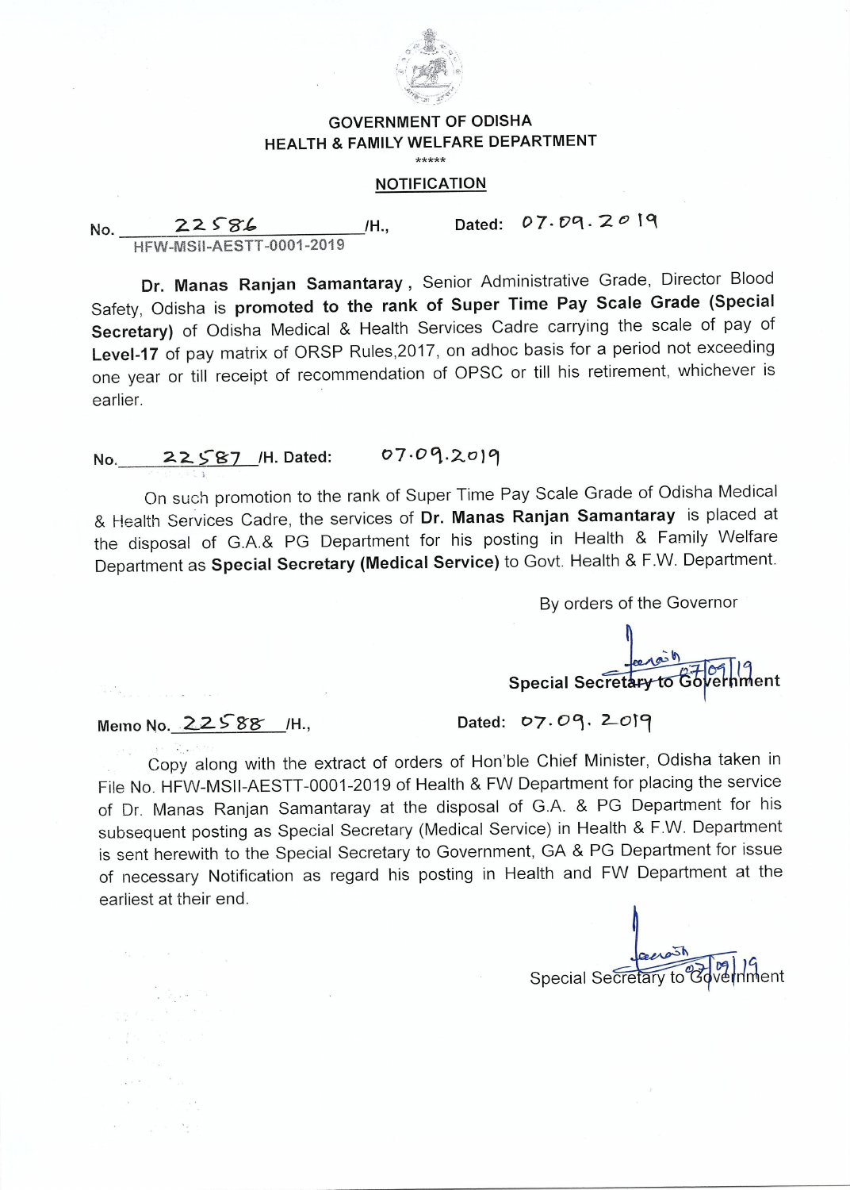**GOVERNMENT OF ODISHA**
**HEALTH & FAMILY WELFARE DEPARTMENT**

\*\*\*\*\*

## NOTIFICATION

No. 22586 /H., Dated: 07.09.2019
HFW-MSII-AESTT-0001-2019

**Dr. Manas Ranjan Samantaray**, Senior Administrative Grade, Director Blood Safety, Odisha is **promoted to the rank of Super Time Pay Scale Grade (Special Secretary)** of Odisha Medical & Health Services Cadre carrying the scale of pay of **Level-17** of pay matrix of ORSP Rules,2017, on adhoc basis for a period not exceeding one year or till receipt of recommendation of OPSC or till his retirement, whichever is earlier.

No. 22587 /H. Dated: 07.09.2019

On such promotion to the rank of Super Time Pay Scale Grade of Odisha Medical & Health Services Cadre, the services of **Dr. Manas Ranjan Samantaray** is placed at the disposal of G.A.& PG Department for his posting in Health & Family Welfare Department as **Special Secretary (Medical Service)** to Govt. Health & F.W. Department.

By orders of the Governor

Sd/- 07/09/19
**Special Secretary to Government**

Memo No. 22588 /H., Dated: 07.09.2019

Copy along with the extract of orders of Hon'ble Chief Minister, Odisha taken in File No. HFW-MSII-AESTT-0001-2019 of Health & FW Department for placing the service of Dr. Manas Ranjan Samantaray at the disposal of G.A. & PG Department for his subsequent posting as Special Secretary (Medical Service) in Health & F.W. Department is sent herewith to the Special Secretary to Government, GA & PG Department for issue of necessary Notification as regard his posting in Health and FW Department at the earliest at their end.

Sd/- 07/09/19
Special Secretary to Government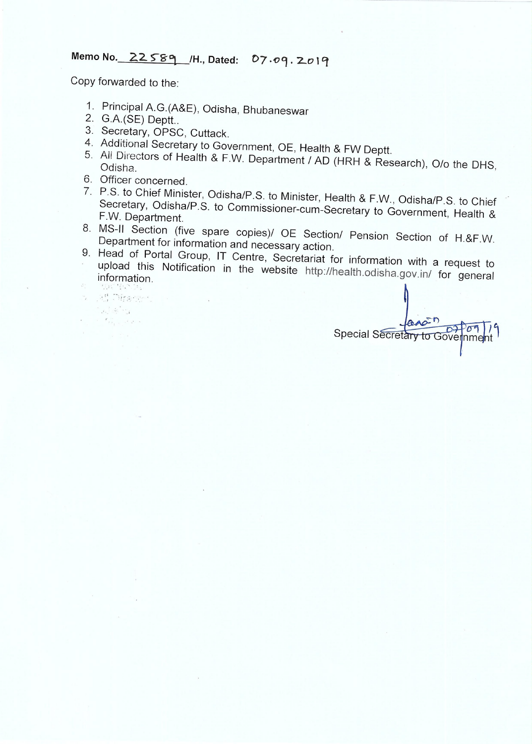Memo No. 22589 /H., Dated: 07.09.2019

Copy forwarded to the:

1. Principal A.G.(A&E), Odisha, Bhubaneswar
2. G.A.(SE) Deptt..
3. Secretary, OPSC, Cuttack.
4. Additional Secretary to Government, OE, Health & FW Deptt.
5. All Directors of Health & F.W. Department / AD (HRH & Research), O/o the DHS, Odisha.
6. Officer concerned.
7. P.S. to Chief Minister, Odisha/P.S. to Minister, Health & F.W., Odisha/P.S. to Chief Secretary, Odisha/P.S. to Commissioner-cum-Secretary to Government, Health & F.W. Department.
8. MS-II Section (five spare copies)/ OE Section/ Pension Section of H.&F.W. Department for information and necessary action.
9. Head of Portal Group, IT Centre, Secretariat for information with a request to upload this Notification in the website http://health.odisha.gov.in/ for general information.

07/09/19

Special Secretary to Government